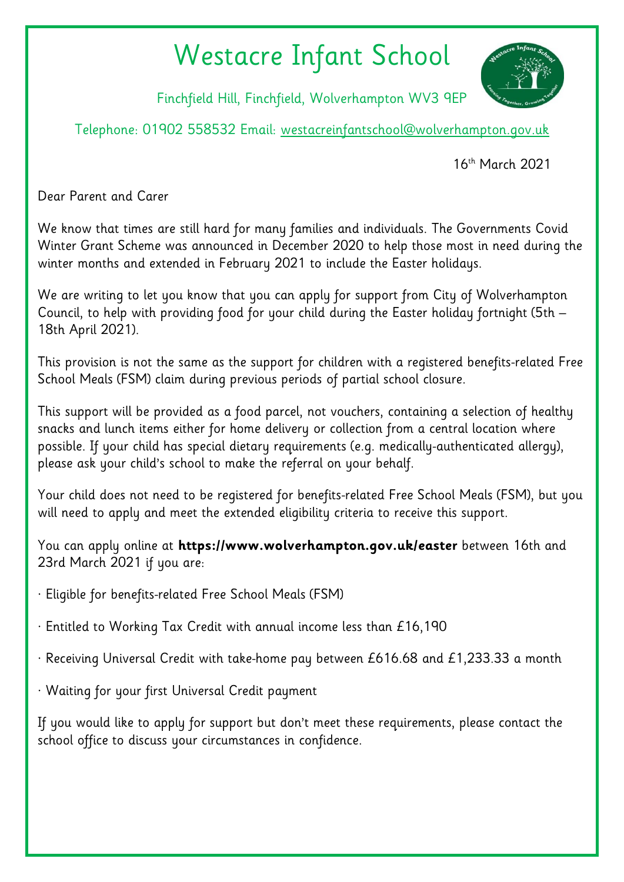# Westacre Infant School

Finchfield Hill, Finchfield, Wolverhampton WV3 9EP

Telephone: 01902 558532 Email: westacreinfantschool@wolverhampton.gov.uk

16th March 2021

Dear Parent and Carer

We know that times are still hard for many families and individuals. The Governments Covid Winter Grant Scheme was announced in December 2020 to help those most in need during the winter months and extended in February 2021 to include the Easter holidays.

We are writing to let you know that you can apply for support from City of Wolverhampton Council, to help with providing food for your child during the Easter holiday fortnight (5th – 18th April 2021).

This provision is not the same as the support for children with a registered benefits-related Free School Meals (FSM) claim during previous periods of partial school closure.

This support will be provided as a food parcel, not vouchers, containing a selection of healthy snacks and lunch items either for home delivery or collection from a central location where possible. If your child has special dietary requirements (e.g. medically-authenticated allergy), please ask your child's school to make the referral on your behalf.

Your child does not need to be registered for benefits-related Free School Meals (FSM), but you will need to apply and meet the extended eligibility criteria to receive this support.

You can apply online at **https://www.wolverhampton.gov.uk/easter** between 16th and 23rd March 2021 if you are:

- Eligible for benefits-related Free School Meals (FSM)
- Entitled to Working Tax Credit with annual income less than £16,190
- Receiving Universal Credit with take-home pay between £616.68 and £1,233.33 a month
- Waiting for your first Universal Credit payment

If you would like to apply for support but don't meet these requirements, please contact the school office to discuss your circumstances in confidence.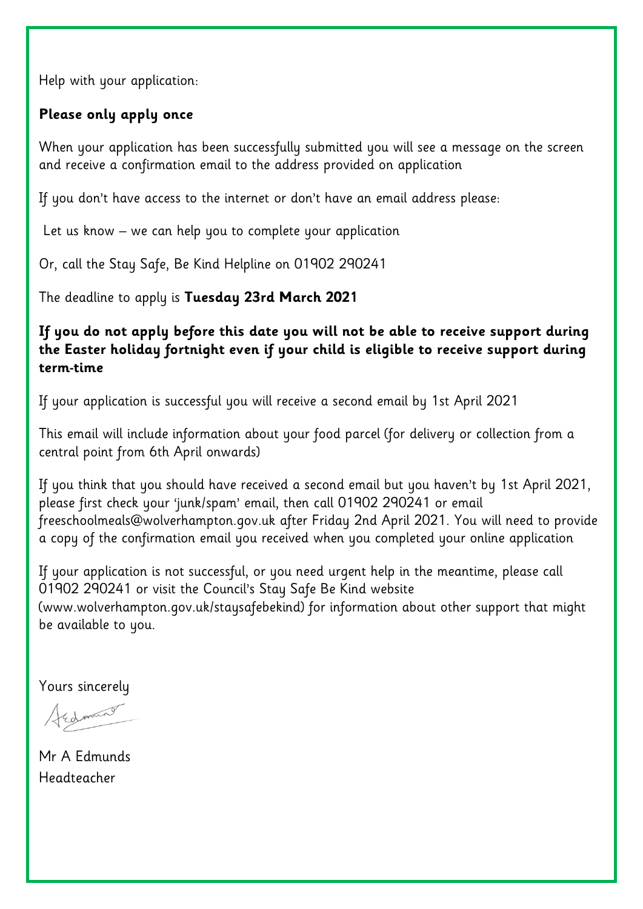Help with your application:

**Please only apply once**

When your application has been successfully submitted you will see a message on the screen and receive a confirmation email to the address provided on application

If you don't have access to the internet or don't have an email address please:

Let us know – we can help you to complete your application

Or, call the Stay Safe, Be Kind Helpline on 01902 290241

The deadline to apply is **Tuesday 23rd March 2021**

**If you do not apply before this date you will not be able to receive support during the Easter holiday fortnight even if your child is eligible to receive support during term-time**

If your application is successful you will receive a second email by 1st April 2021

This email will include information about your food parcel (for delivery or collection from a central point from 6th April onwards)

If you think that you should have received a second email but you haven't by 1st April 2021, please first check your 'junk/spam' email, then call 01902 290241 or email freeschoolmeals@wolverhampton.gov.uk after Friday 2nd April 2021. You will need to provide a copy of the confirmation email you received when you completed your online application

If your application is not successful, or you need urgent help in the meantime, please call 01902 290241 or visit the Council's Stay Safe Be Kind website (www.wolverhampton.gov.uk/staysafebekind) for information about other support that might be available to you.

Yours sincerely

Mr A Edmunds
Headteacher